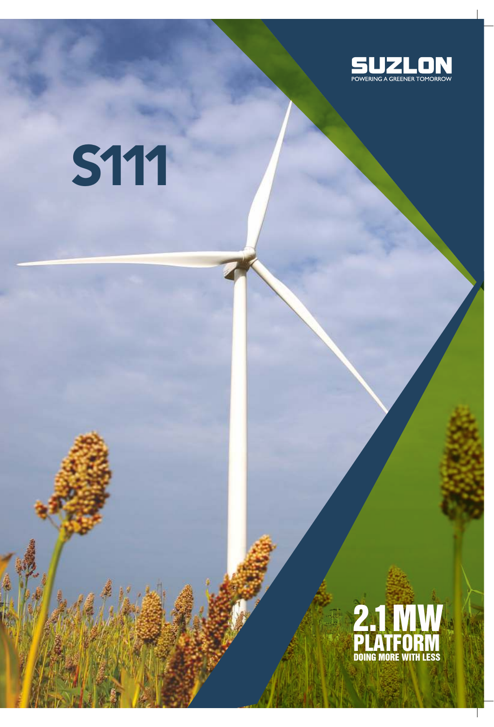SUZLON

POWERING A GREENER TOMORROW

# S111

## 2.1 MW PLATFORM

DOING MORE WITH LESS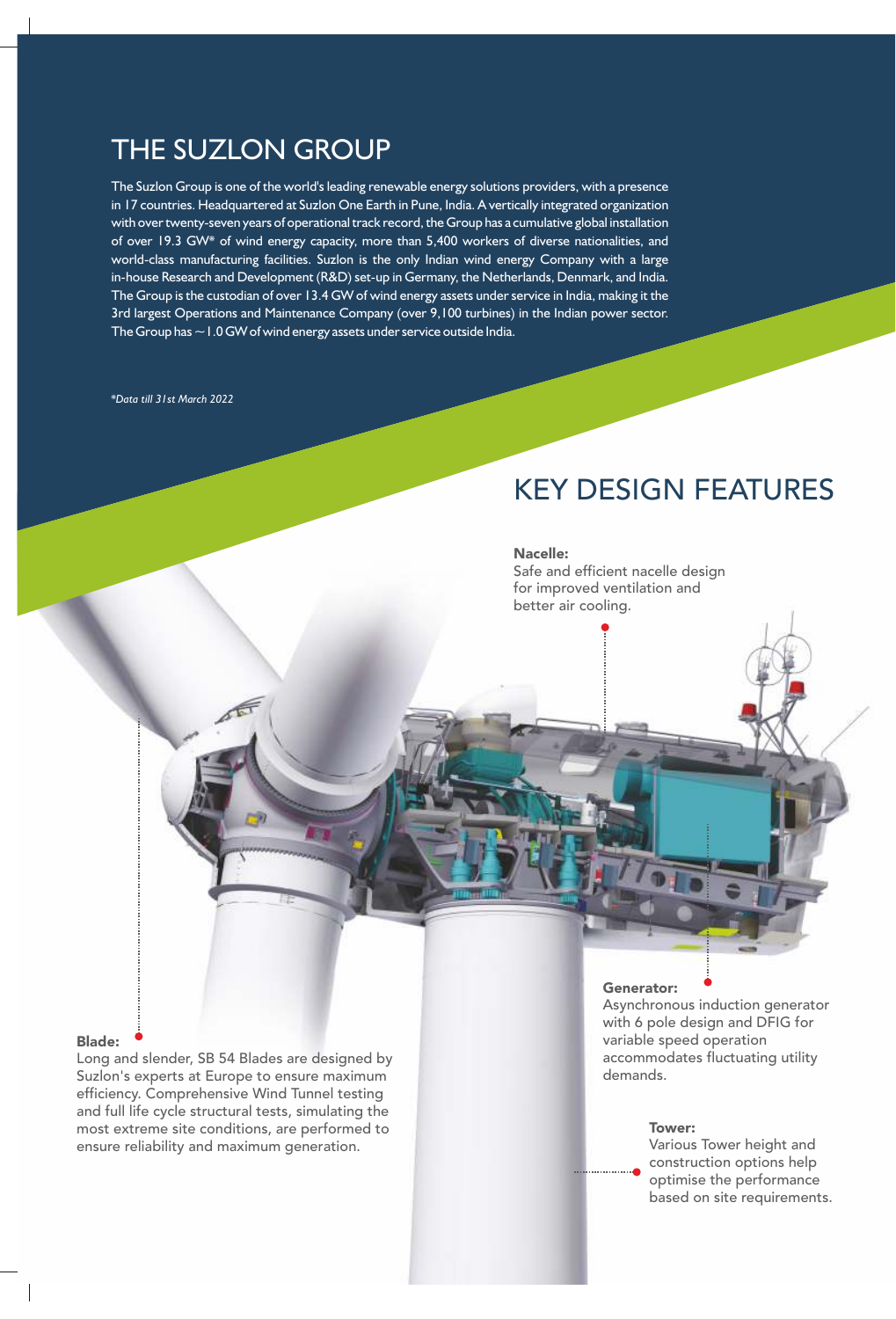# THE SUZLON GROUP

The Suzlon Group is one of the world's leading renewable energy solutions providers, with a presence in 17 countries. Headquartered at Suzlon One Earth in Pune, India. A vertically integrated organization with over twenty-seven years of operational track record, the Group has a cumulative global installation of over 19.3 GW* of wind energy capacity, more than 5,400 workers of diverse nationalities, and world-class manufacturing facilities. Suzlon is the only Indian wind energy Company with a large in-house Research and Development (R&D) set-up in Germany, the Netherlands, Denmark, and India. The Group is the custodian of over 13.4 GW of wind energy assets under service in India, making it the 3rd largest Operations and Maintenance Company (over 9,100 turbines) in the Indian power sector. The Group has ~1.0 GW of wind energy assets under service outside India.

*\*Data till 31st March 2022*

# KEY DESIGN FEATURES

**Nacelle:**
Safe and efficient nacelle design for improved ventilation and better air cooling.

**Blade:**
Long and slender, SB 54 Blades are designed by Suzlon's experts at Europe to ensure maximum efficiency. Comprehensive Wind Tunnel testing and full life cycle structural tests, simulating the most extreme site conditions, are performed to ensure reliability and maximum generation.

**Generator:**
Asynchronous induction generator with 6 pole design and DFIG for variable speed operation accommodates fluctuating utility demands.

**Tower:**
Various Tower height and construction options help optimise the performance based on site requirements.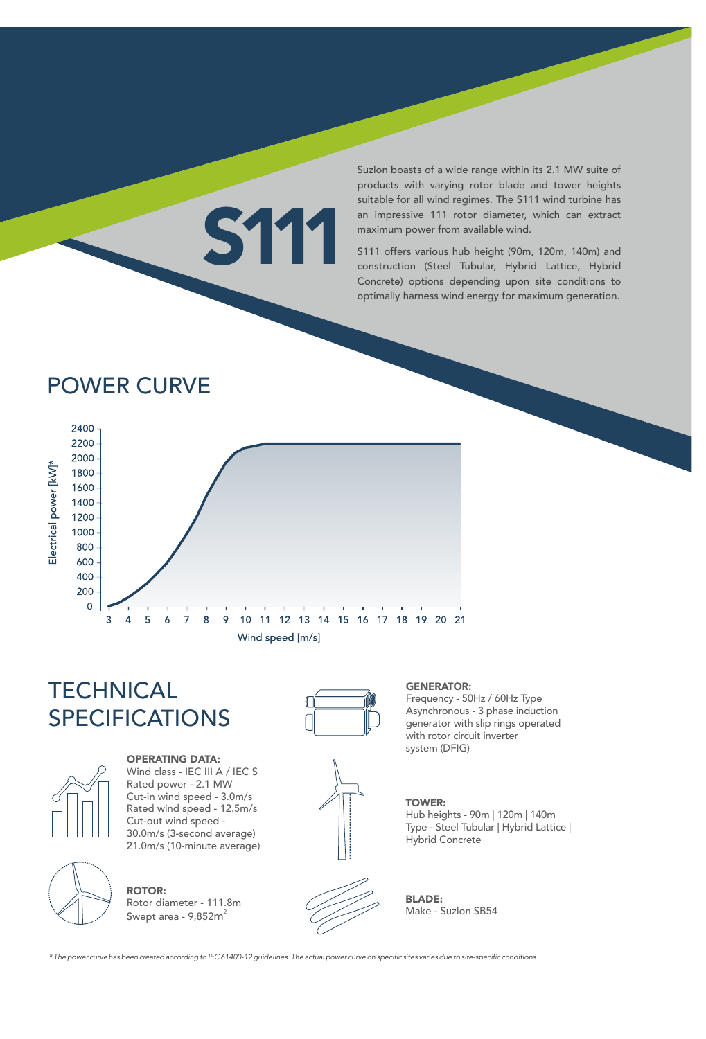# S111

Suzlon boasts of a wide range within its 2.1 MW suite of products with varying rotor blade and tower heights suitable for all wind regimes. The S111 wind turbine has an impressive 111 rotor diameter, which can extract maximum power from available wind.

S111 offers various hub height (90m, 120m, 140m) and construction (Steel Tubular, Hybrid Lattice, Hybrid Concrete) options depending upon site conditions to optimally harness wind energy for maximum generation.

## POWER CURVE

Electrical power [kW]*

Wind speed [m/s]

## TECHNICAL SPECIFICATIONS

**OPERATING DATA:**
Wind class - IEC III A / IEC S
Rated power - 2.1 MW
Cut-in wind speed - 3.0m/s
Rated wind speed - 12.5m/s
Cut-out wind speed - 30.0m/s (3-second average)
21.0m/s (10-minute average)

**ROTOR:**
Rotor diameter - 111.8m
Swept area - 9,852m$^2$

**GENERATOR:**
Frequency - 50Hz / 60Hz Type
Asynchronous - 3 phase induction generator with slip rings operated with rotor circuit inverter system (DFIG)

**TOWER:**
Hub heights - 90m | 120m | 140m
Type - Steel Tubular | Hybrid Lattice | Hybrid Concrete

**BLADE:**
Make - Suzlon SB54

*\* The power curve has been created according to IEC 61400-12 guidelines. The actual power curve on specific sites varies due to site-specific conditions.*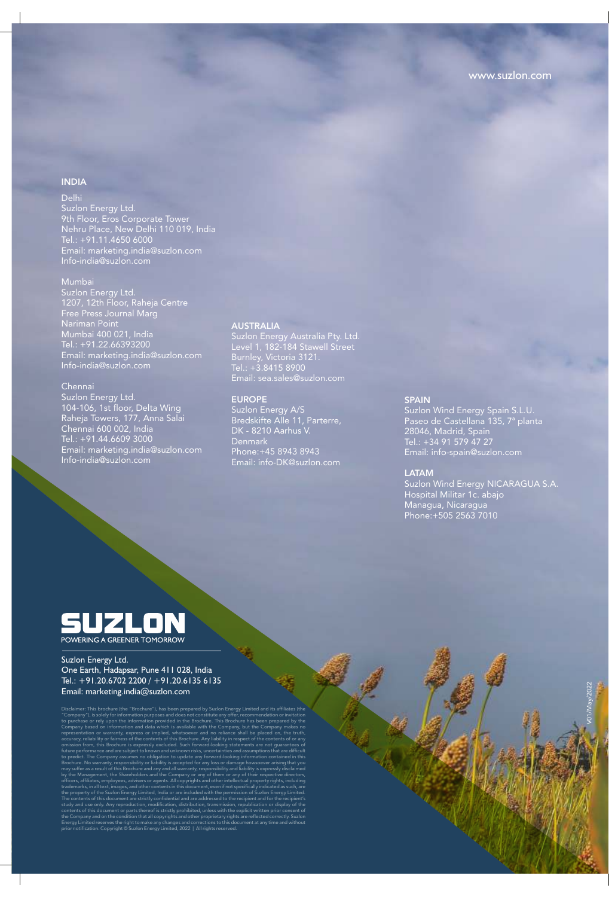www.suzlon.com

## INDIA

Delhi
Suzlon Energy Ltd.
9th Floor, Eros Corporate Tower
Nehru Place, New Delhi 110 019, India
Tel.: +91.11.4650 6000
Email: marketing.india@suzlon.com
Info-india@suzlon.com

Mumbai
Suzlon Energy Ltd.
1207, 12th Floor, Raheja Centre
Free Press Journal Marg
Nariman Point
Mumbai 400 021, India
Tel.: +91.22.66393200
Email: marketing.india@suzlon.com
Info-india@suzlon.com

Chennai
Suzlon Energy Ltd.
104-106, 1st floor, Delta Wing
Raheja Towers, 177, Anna Salai
Chennai 600 002, India
Tel.: +91.44.6609 3000
Email: marketing.india@suzlon.com
Info-india@suzlon.com

## AUSTRALIA

Suzlon Energy Australia Pty. Ltd.
Level 1, 182-184 Stawell Street
Burnley, Victoria 3121.
Tel.: +3.8415 8900
Email: sea.sales@suzlon.com

## EUROPE

Suzlon Energy A/S
Bredskifte Alle 11, Parterre,
DK - 8210 Aarhus V.
Denmark
Phone:+45 8943 8943
Email: info-DK@suzlon.com

## SPAIN

Suzlon Wind Energy Spain S.L.U.
Paseo de Castellana 135, 7ª planta
28046, Madrid, Spain
Tel.: +34 91 579 47 27
Email: info-spain@suzlon.com

## LATAM

Suzlon Wind Energy NICARAGUA S.A.
Hospital Militar 1c. abajo
Managua, Nicaragua
Phone:+505 2563 7010

**SUZLON**
POWERING A GREENER TOMORROW

Suzlon Energy Ltd.
One Earth, Hadapsar, Pune 411 028, India
Tel.: +91.20.6702 2200 / +91.20.6135 6135
Email: marketing.india@suzlon.com

Disclaimer: This brochure (the "Brochure"), has been prepared by Suzlon Energy Limited and its affiliates (the "Company"), is solely for information purposes and does not constitute any offer, recommendation or invitation to purchase or rely upon the information provided in the Brochure. This Brochure has been prepared by the Company based on information and data which is available with the Company, but the Company makes no representation or warranty, express or implied, whatsoever and no reliance shall be placed on, the truth, accuracy, reliability or fairness of the contents of this Brochure. Any liability in respect of the contents of or any omission from, this Brochure is expressly excluded. Such forward-looking statements are not guarantees of future performance and are subject to known and unknown risks, uncertainties and assumptions that are difficult to predict. The Company assumes no obligation to update any forward-looking information contained in this Brochure. No warranty, responsibility or liability is accepted for any loss or damage howsoever arising that you may suffer as a result of this Brochure and any and all warranty, responsibility and liability is expressly disclaimed by the Management, the Shareholders and the Company or any of them or any of their respective directors, officers, affiliates, employees, advisers or agents. All copyrights and other intellectual property rights, including trademarks, in all text, images, and other contents in this document, even if not specifically indicated as such, are the property of the Suzlon Energy Limited, India or are included with the permission of Suzlon Energy Limited. The contents of this document are strictly confidential and are addressed to the recipient and for the recipient's study and use only. Any reproduction, modification, distribution, transmission, republication or display of the contents of this document or parts thereof is strictly prohibited, unless with the explicit written prior consent of the Company and on the condition that all copyrights and other proprietary rights are reflected correctly. Suzlon Energy Limited reserves the right to make any changes and corrections to this document at any time and without prior notification. Copyright © Suzlon Energy Limited, 2022 | All rights reserved.

V01/May/2022